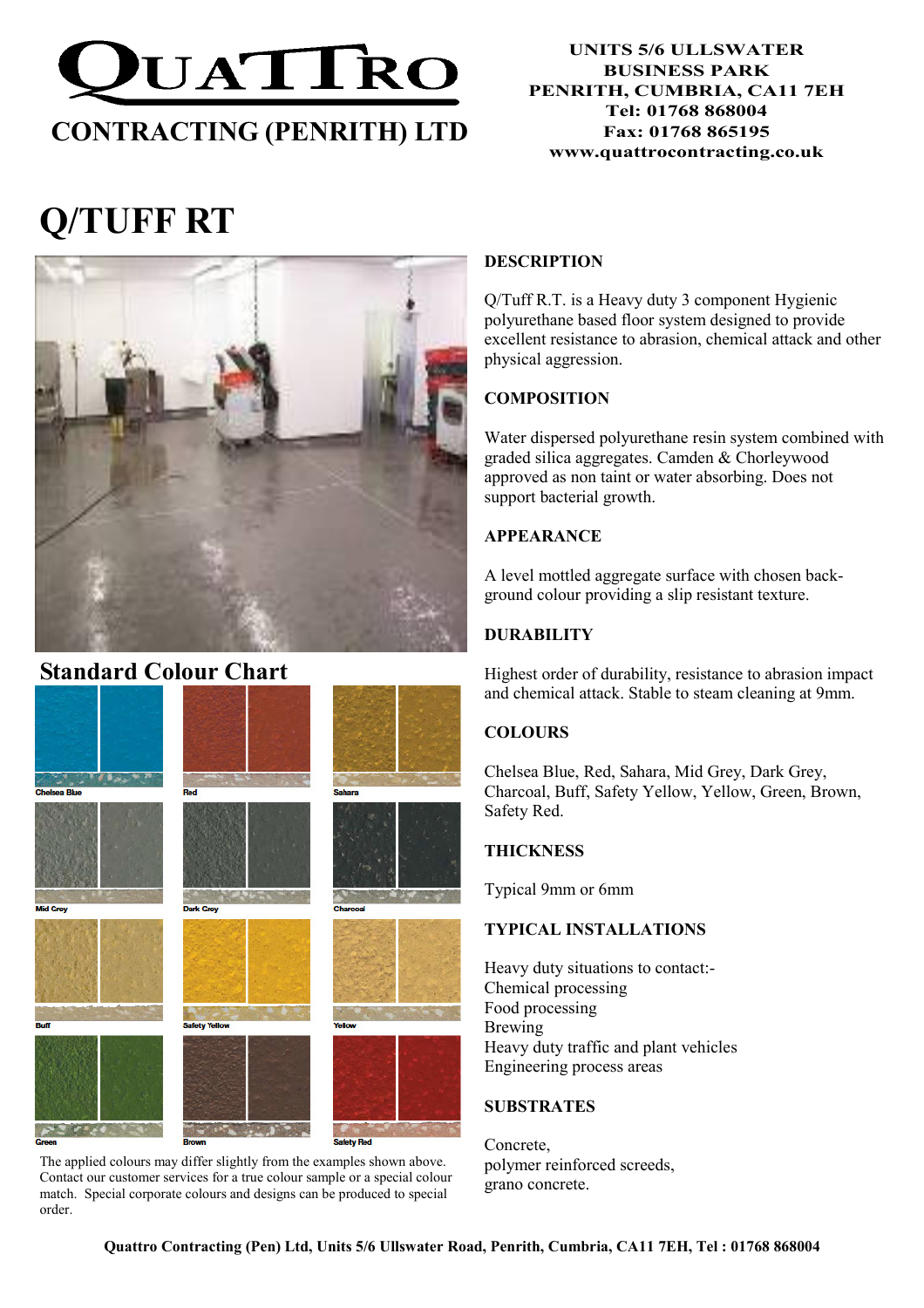# QUATTRO

## CONTRACTING (PENRITH) LTD

UNITS 5/6 ULLSWATER BUSINESS PARK
PENRITH, CUMBRIA, CA11 7EH
Tel: 01768 868004
Fax: 01768 865195
www.quattrocontracting.co.uk

# Q/TUFF RT

## Standard Colour Chart

Chelsea Blue, Red, Sahara, Mid Grey, Dark Grey, Charcoal, Buff, Safety Yellow, Yellow, Green, Brown, Safety Red

The applied colours may differ slightly from the examples shown above. Contact our customer services for a true colour sample or a special colour match. Special corporate colours and designs can be produced to special order.

### DESCRIPTION

Q/Tuff R.T. is a Heavy duty 3 component Hygienic polyurethane based floor system designed to provide excellent resistance to abrasion, chemical attack and other physical aggression.

### COMPOSITION

Water dispersed polyurethane resin system combined with graded silica aggregates. Camden & Chorleywood approved as non taint or water absorbing. Does not support bacterial growth.

### APPEARANCE

A level mottled aggregate surface with chosen back-ground colour providing a slip resistant texture.

### DURABILITY

Highest order of durability, resistance to abrasion impact and chemical attack. Stable to steam cleaning at 9mm.

### COLOURS

Chelsea Blue, Red, Sahara, Mid Grey, Dark Grey, Charcoal, Buff, Safety Yellow, Yellow, Green, Brown, Safety Red.

### THICKNESS

Typical 9mm or 6mm

### TYPICAL INSTALLATIONS

Heavy duty situations to contact:-
Chemical processing
Food processing
Brewing
Heavy duty traffic and plant vehicles
Engineering process areas

### SUBSTRATES

Concrete,
polymer reinforced screeds,
grano concrete.

**Quattro Contracting (Pen) Ltd, Units 5/6 Ullswater Road, Penrith, Cumbria, CA11 7EH, Tel : 01768 868004**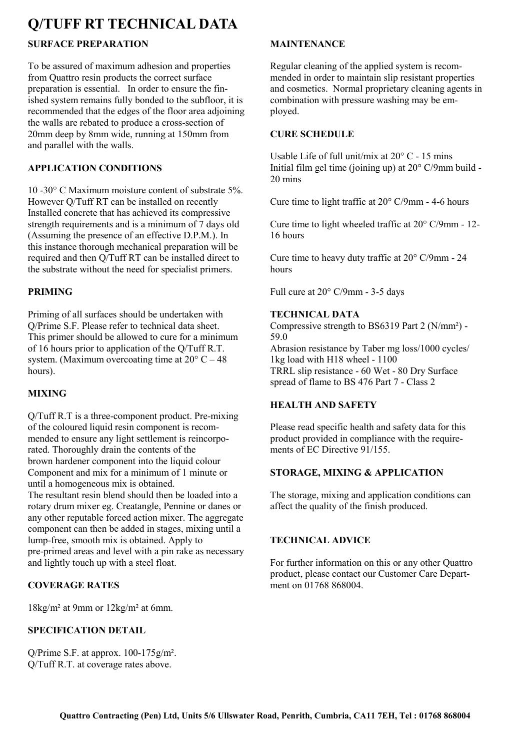# Q/TUFF RT TECHNICAL DATA

### SURFACE PREPARATION

To be assured of maximum adhesion and properties from Quattro resin products the correct surface preparation is essential. In order to ensure the finished system remains fully bonded to the subfloor, it is recommended that the edges of the floor area adjoining the walls are rebated to produce a cross-section of 20mm deep by 8mm wide, running at 150mm from and parallel with the walls.

### APPLICATION CONDITIONS

10 -30° C Maximum moisture content of substrate 5%. However Q/Tuff RT can be installed on recently Installed concrete that has achieved its compressive strength requirements and is a minimum of 7 days old (Assuming the presence of an effective D.P.M.). In this instance thorough mechanical preparation will be required and then Q/Tuff RT can be installed direct to the substrate without the need for specialist primers.

### PRIMING

Priming of all surfaces should be undertaken with Q/Prime S.F. Please refer to technical data sheet. This primer should be allowed to cure for a minimum of 16 hours prior to application of the Q/Tuff R.T. system. (Maximum overcoating time at 20° C – 48 hours).

### MIXING

Q/Tuff R.T is a three-component product. Pre-mixing of the coloured liquid resin component is recommended to ensure any light settlement is reincorporated. Thoroughly drain the contents of the brown hardener component into the liquid colour Component and mix for a minimum of 1 minute or until a homogeneous mix is obtained.
The resultant resin blend should then be loaded into a rotary drum mixer eg. Creatangle, Pennine or danes or any other reputable forced action mixer. The aggregate component can then be added in stages, mixing until a lump-free, smooth mix is obtained. Apply to pre-primed areas and level with a pin rake as necessary and lightly touch up with a steel float.

### COVERAGE RATES

18kg/m² at 9mm or 12kg/m² at 6mm.

### SPECIFICATION DETAIL

Q/Prime S.F. at approx. 100-175g/m².
Q/Tuff R.T. at coverage rates above.

### MAINTENANCE

Regular cleaning of the applied system is recommended in order to maintain slip resistant properties and cosmetics. Normal proprietary cleaning agents in combination with pressure washing may be employed.

### CURE SCHEDULE

Usable Life of full unit/mix at 20° C - 15 mins
Initial film gel time (joining up) at 20° C/9mm build - 20 mins

Cure time to light traffic at 20° C/9mm - 4-6 hours

Cure time to light wheeled traffic at 20° C/9mm - 12-16 hours

Cure time to heavy duty traffic at 20° C/9mm - 24 hours

Full cure at 20° C/9mm - 3-5 days

### TECHNICAL DATA

Compressive strength to BS6319 Part 2 (N/mm²) - 59.0
Abrasion resistance by Taber mg loss/1000 cycles/ 1kg load with H18 wheel - 1100
TRRL slip resistance - 60 Wet - 80 Dry Surface spread of flame to BS 476 Part 7 - Class 2

### HEALTH AND SAFETY

Please read specific health and safety data for this product provided in compliance with the requirements of EC Directive 91/155.

### STORAGE, MIXING & APPLICATION

The storage, mixing and application conditions can affect the quality of the finish produced.

### TECHNICAL ADVICE

For further information on this or any other Quattro product, please contact our Customer Care Department on 01768 868004.

**Quattro Contracting (Pen) Ltd, Units 5/6 Ullswater Road, Penrith, Cumbria, CA11 7EH, Tel : 01768 868004**